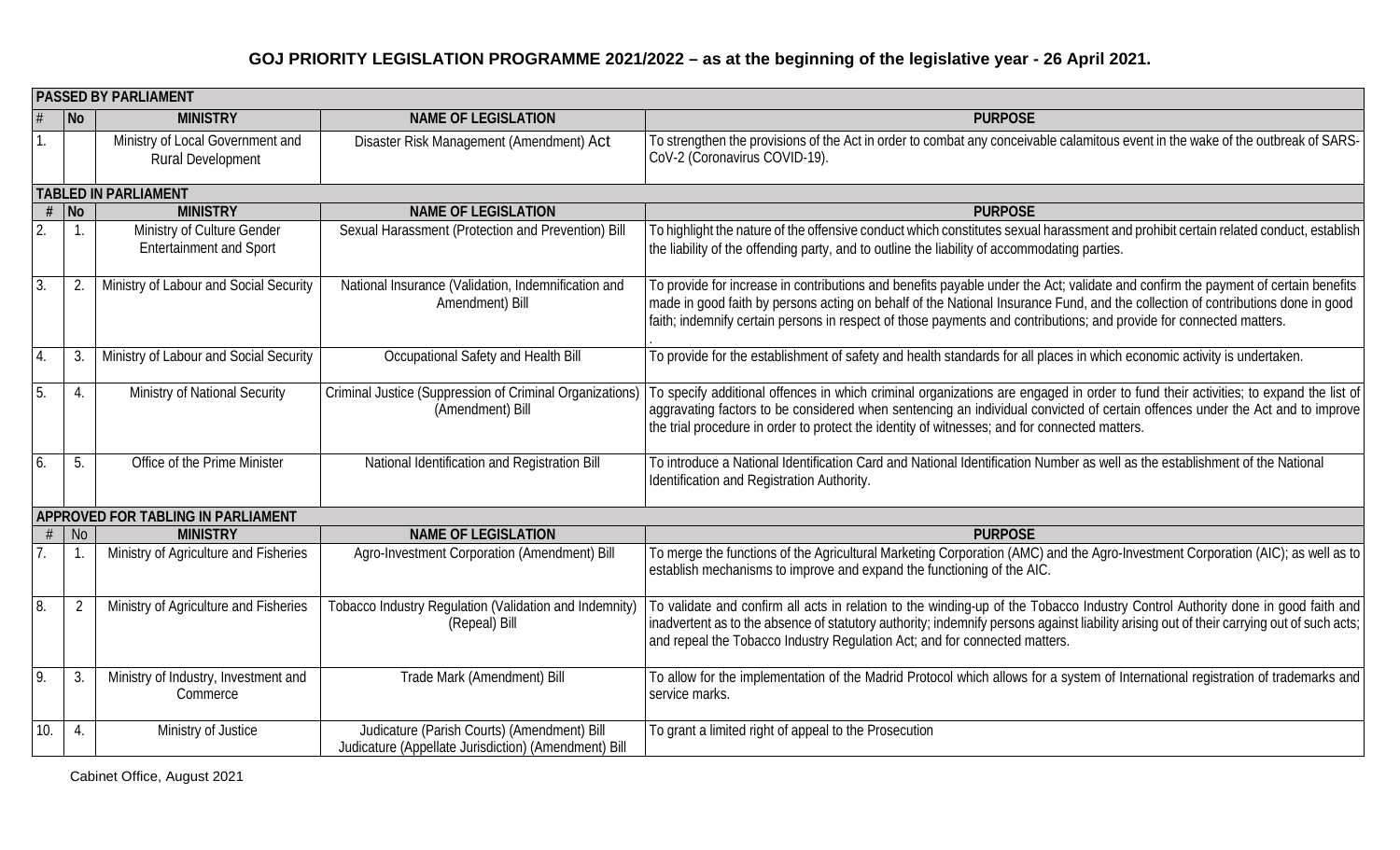# GOJ PRIORITY LEGISLATION PROGRAMME 2021/2022 – as at the beginning of the legislative year - 26 April 2021.

| # | No | MINISTRY | NAME OF LEGISLATION | PURPOSE |
|---|---|---|---|---|
| **PASSED BY PARLIAMENT** | | | | |
| 1. | | Ministry of Local Government and Rural Development | Disaster Risk Management (Amendment) Act | To strengthen the provisions of the Act in order to combat any conceivable calamitous event in the wake of the outbreak of SARS-CoV-2 (Coronavirus COVID-19). |
| **TABLED IN PARLIAMENT** | | | | |
| **#** | **No** | **MINISTRY** | **NAME OF LEGISLATION** | **PURPOSE** |
| 2. | 1. | Ministry of Culture Gender Entertainment and Sport | Sexual Harassment (Protection and Prevention) Bill | To highlight the nature of the offensive conduct which constitutes sexual harassment and prohibit certain related conduct, establish the liability of the offending party, and to outline the liability of accommodating parties. |
| 3. | 2. | Ministry of Labour and Social Security | National Insurance (Validation, Indemnification and Amendment) Bill | To provide for increase in contributions and benefits payable under the Act; validate and confirm the payment of certain benefits made in good faith by persons acting on behalf of the National Insurance Fund, and the collection of contributions done in good faith; indemnify certain persons in respect of those payments and contributions; and provide for connected matters. |
| 4. | 3. | Ministry of Labour and Social Security | Occupational Safety and Health Bill | To provide for the establishment of safety and health standards for all places in which economic activity is undertaken. |
| 5. | 4. | Ministry of National Security | Criminal Justice (Suppression of Criminal Organizations) (Amendment) Bill | To specify additional offences in which criminal organizations are engaged in order to fund their activities; to expand the list of aggravating factors to be considered when sentencing an individual convicted of certain offences under the Act and to improve the trial procedure in order to protect the identity of witnesses; and for connected matters. |
| 6. | 5. | Office of the Prime Minister | National Identification and Registration Bill | To introduce a National Identification Card and National Identification Number as well as the establishment of the National Identification and Registration Authority. |
| **APPROVED FOR TABLING IN PARLIAMENT** | | | | |
| **#** | **No** | **MINISTRY** | **NAME OF LEGISLATION** | **PURPOSE** |
| 7. | 1. | Ministry of Agriculture and Fisheries | Agro-Investment Corporation (Amendment) Bill | To merge the functions of the Agricultural Marketing Corporation (AMC) and the Agro-Investment Corporation (AIC); as well as to establish mechanisms to improve and expand the functioning of the AIC. |
| 8. | 2 | Ministry of Agriculture and Fisheries | Tobacco Industry Regulation (Validation and Indemnity) (Repeal) Bill | To validate and confirm all acts in relation to the winding-up of the Tobacco Industry Control Authority done in good faith and inadvertent as to the absence of statutory authority; indemnify persons against liability arising out of their carrying out of such acts; and repeal the Tobacco Industry Regulation Act; and for connected matters. |
| 9. | 3. | Ministry of Industry, Investment and Commerce | Trade Mark (Amendment) Bill | To allow for the implementation of the Madrid Protocol which allows for a system of International registration of trademarks and service marks. |
| 10. | 4. | Ministry of Justice | Judicature (Parish Courts) (Amendment) Bill<br>Judicature (Appellate Jurisdiction) (Amendment) Bill | To grant a limited right of appeal to the Prosecution |

Cabinet Office, August 2021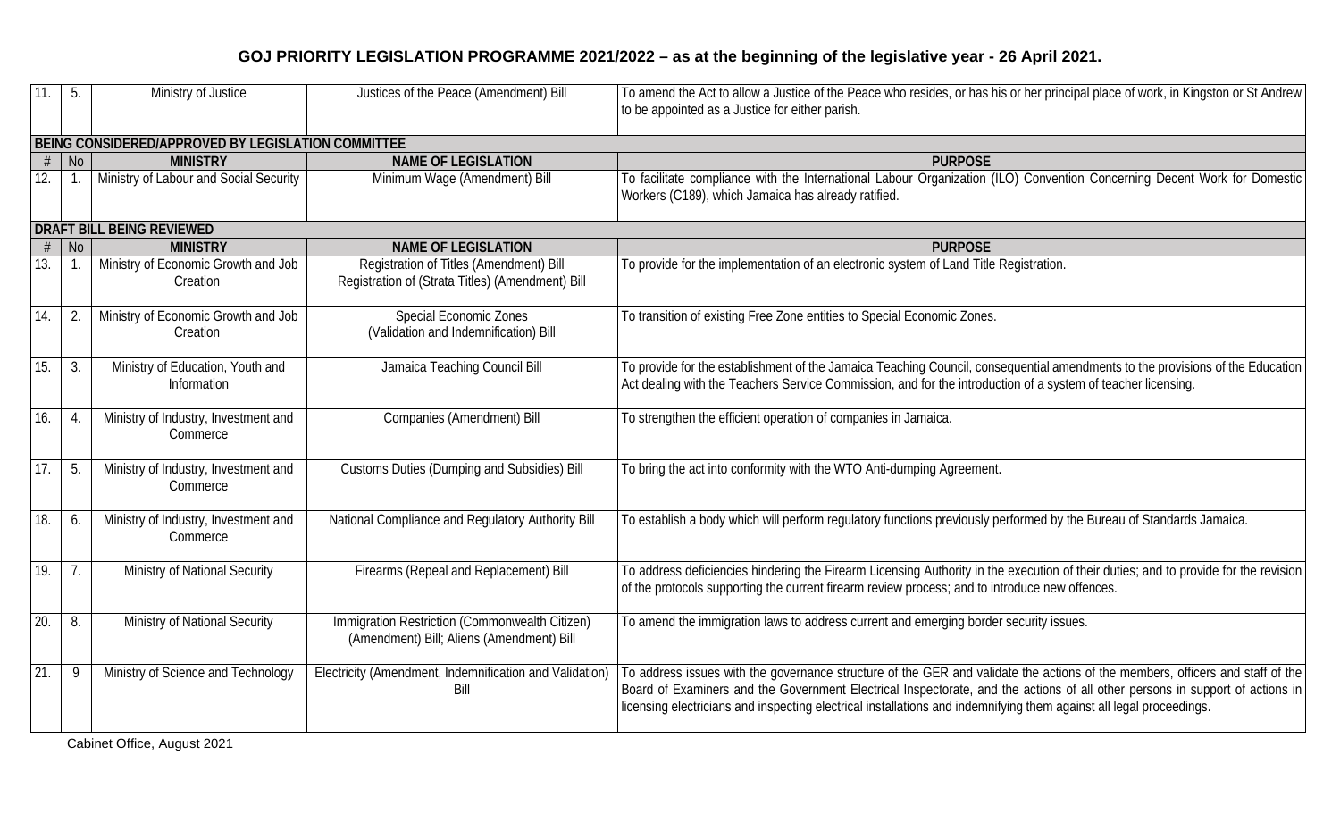# GOJ PRIORITY LEGISLATION PROGRAMME 2021/2022 – as at the beginning of the legislative year - 26 April 2021.

| # | No | MINISTRY | NAME OF LEGISLATION | PURPOSE |
|---|---|---|---|---|
| 11. | 5. | Ministry of Justice | Justices of the Peace (Amendment) Bill | To amend the Act to allow a Justice of the Peace who resides, or has his or her principal place of work, in Kingston or St Andrew to be appointed as a Justice for either parish. |

**BEING CONSIDERED/APPROVED BY LEGISLATION COMMITTEE**

| # | No | MINISTRY | NAME OF LEGISLATION | PURPOSE |
|---|---|---|---|---|
| 12. | 1. | Ministry of Labour and Social Security | Minimum Wage (Amendment) Bill | To facilitate compliance with the International Labour Organization (ILO) Convention Concerning Decent Work for Domestic Workers (C189), which Jamaica has already ratified. |

**DRAFT BILL BEING REVIEWED**

| # | No | MINISTRY | NAME OF LEGISLATION | PURPOSE |
|---|---|---|---|---|
| 13. | 1. | Ministry of Economic Growth and Job Creation | Registration of Titles (Amendment) Bill Registration of (Strata Titles) (Amendment) Bill | To provide for the implementation of an electronic system of Land Title Registration. |
| 14. | 2. | Ministry of Economic Growth and Job Creation | Special Economic Zones (Validation and Indemnification) Bill | To transition of existing Free Zone entities to Special Economic Zones. |
| 15. | 3. | Ministry of Education, Youth and Information | Jamaica Teaching Council Bill | To provide for the establishment of the Jamaica Teaching Council, consequential amendments to the provisions of the Education Act dealing with the Teachers Service Commission, and for the introduction of a system of teacher licensing. |
| 16. | 4. | Ministry of Industry, Investment and Commerce | Companies (Amendment) Bill | To strengthen the efficient operation of companies in Jamaica. |
| 17. | 5. | Ministry of Industry, Investment and Commerce | Customs Duties (Dumping and Subsidies) Bill | To bring the act into conformity with the WTO Anti-dumping Agreement. |
| 18. | 6. | Ministry of Industry, Investment and Commerce | National Compliance and Regulatory Authority Bill | To establish a body which will perform regulatory functions previously performed by the Bureau of Standards Jamaica. |
| 19. | 7. | Ministry of National Security | Firearms (Repeal and Replacement) Bill | To address deficiencies hindering the Firearm Licensing Authority in the execution of their duties; and to provide for the revision of the protocols supporting the current firearm review process; and to introduce new offences. |
| 20. | 8. | Ministry of National Security | Immigration Restriction (Commonwealth Citizen) (Amendment) Bill; Aliens (Amendment) Bill | To amend the immigration laws to address current and emerging border security issues. |
| 21. | 9 | Ministry of Science and Technology | Electricity (Amendment, Indemnification and Validation) Bill | To address issues with the governance structure of the GER and validate the actions of the members, officers and staff of the Board of Examiners and the Government Electrical Inspectorate, and the actions of all other persons in support of actions in licensing electricians and inspecting electrical installations and indemnifying them against all legal proceedings. |

Cabinet Office, August 2021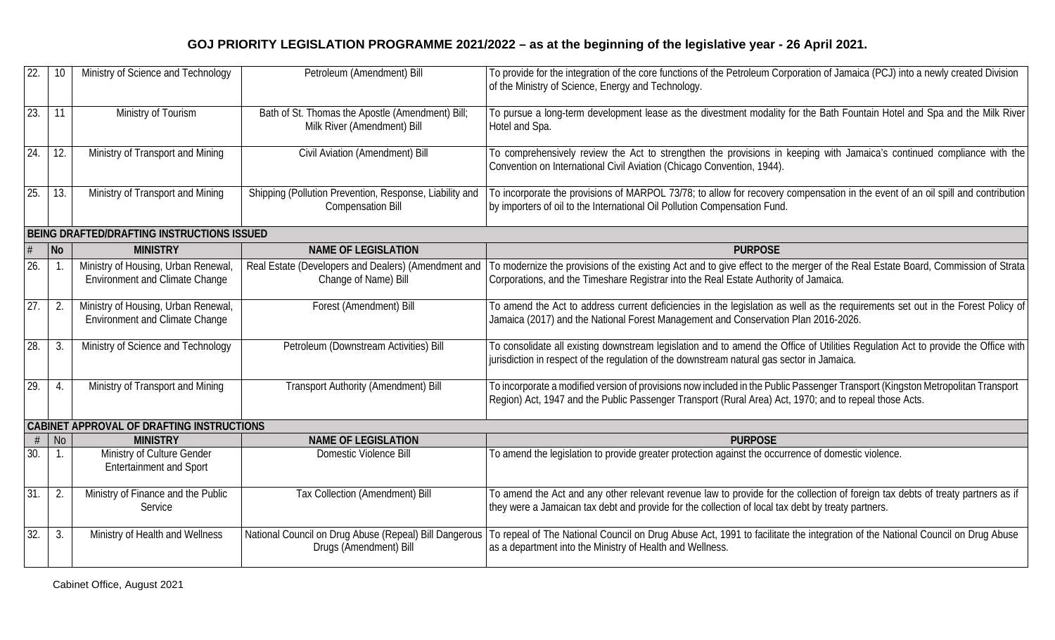## GOJ PRIORITY LEGISLATION PROGRAMME 2021/2022 – as at the beginning of the legislative year - 26 April 2021.

| # | No | MINISTRY | NAME OF LEGISLATION | PURPOSE |
|---|---|---|---|---|
| 22. | 10 | Ministry of Science and Technology | Petroleum (Amendment) Bill | To provide for the integration of the core functions of the Petroleum Corporation of Jamaica (PCJ) into a newly created Division of the Ministry of Science, Energy and Technology. |
| 23. | 11 | Ministry of Tourism | Bath of St. Thomas the Apostle (Amendment) Bill; Milk River (Amendment) Bill | To pursue a long-term development lease as the divestment modality for the Bath Fountain Hotel and Spa and the Milk River Hotel and Spa. |
| 24. | 12. | Ministry of Transport and Mining | Civil Aviation (Amendment) Bill | To comprehensively review the Act to strengthen the provisions in keeping with Jamaica's continued compliance with the Convention on International Civil Aviation (Chicago Convention, 1944). |
| 25. | 13. | Ministry of Transport and Mining | Shipping (Pollution Prevention, Response, Liability and Compensation Bill | To incorporate the provisions of MARPOL 73/78; to allow for recovery compensation in the event of an oil spill and contribution by importers of oil to the International Oil Pollution Compensation Fund. |
| **BEING DRAFTED/DRAFTING INSTRUCTIONS ISSUED** | | | | |
| **#** | **No** | **MINISTRY** | **NAME OF LEGISLATION** | **PURPOSE** |
| 26. | 1. | Ministry of Housing, Urban Renewal, Environment and Climate Change | Real Estate (Developers and Dealers) (Amendment and Change of Name) Bill | To modernize the provisions of the existing Act and to give effect to the merger of the Real Estate Board, Commission of Strata Corporations, and the Timeshare Registrar into the Real Estate Authority of Jamaica. |
| 27. | 2. | Ministry of Housing, Urban Renewal, Environment and Climate Change | Forest (Amendment) Bill | To amend the Act to address current deficiencies in the legislation as well as the requirements set out in the Forest Policy of Jamaica (2017) and the National Forest Management and Conservation Plan 2016-2026. |
| 28. | 3. | Ministry of Science and Technology | Petroleum (Downstream Activities) Bill | To consolidate all existing downstream legislation and to amend the Office of Utilities Regulation Act to provide the Office with jurisdiction in respect of the regulation of the downstream natural gas sector in Jamaica. |
| 29. | 4. | Ministry of Transport and Mining | Transport Authority (Amendment) Bill | To incorporate a modified version of provisions now included in the Public Passenger Transport (Kingston Metropolitan Transport Region) Act, 1947 and the Public Passenger Transport (Rural Area) Act, 1970; and to repeal those Acts. |
| **CABINET APPROVAL OF DRAFTING INSTRUCTIONS** | | | | |
| **#** | **No** | **MINISTRY** | **NAME OF LEGISLATION** | **PURPOSE** |
| 30. | 1. | Ministry of Culture Gender Entertainment and Sport | Domestic Violence Bill | To amend the legislation to provide greater protection against the occurrence of domestic violence. |
| 31. | 2. | Ministry of Finance and the Public Service | Tax Collection (Amendment) Bill | To amend the Act and any other relevant revenue law to provide for the collection of foreign tax debts of treaty partners as if they were a Jamaican tax debt and provide for the collection of local tax debt by treaty partners. |
| 32. | 3. | Ministry of Health and Wellness | National Council on Drug Abuse (Repeal) Bill Dangerous Drugs (Amendment) Bill | To repeal of The National Council on Drug Abuse Act, 1991 to facilitate the integration of the National Council on Drug Abuse as a department into the Ministry of Health and Wellness. |

Cabinet Office, August 2021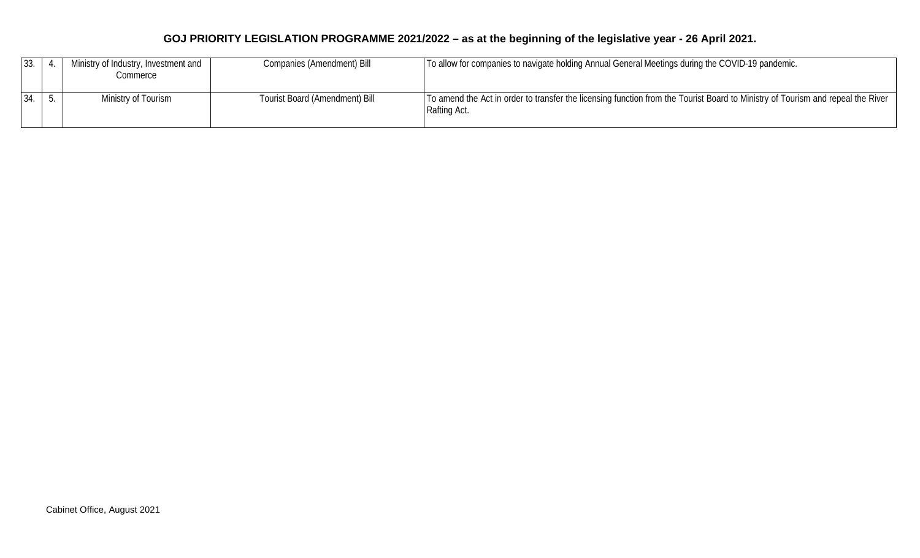**GOJ PRIORITY LEGISLATION PROGRAMME 2021/2022 – as at the beginning of the legislative year - 26 April 2021.**

| | | | | |
|---|---|---|---|---|
| 33. | 4. | Ministry of Industry, Investment and Commerce | Companies (Amendment) Bill | To allow for companies to navigate holding Annual General Meetings during the COVID-19 pandemic. |
| 34. | 5. | Ministry of Tourism | Tourist Board (Amendment) Bill | To amend the Act in order to transfer the licensing function from the Tourist Board to Ministry of Tourism and repeal the River Rafting Act. |

Cabinet Office, August 2021